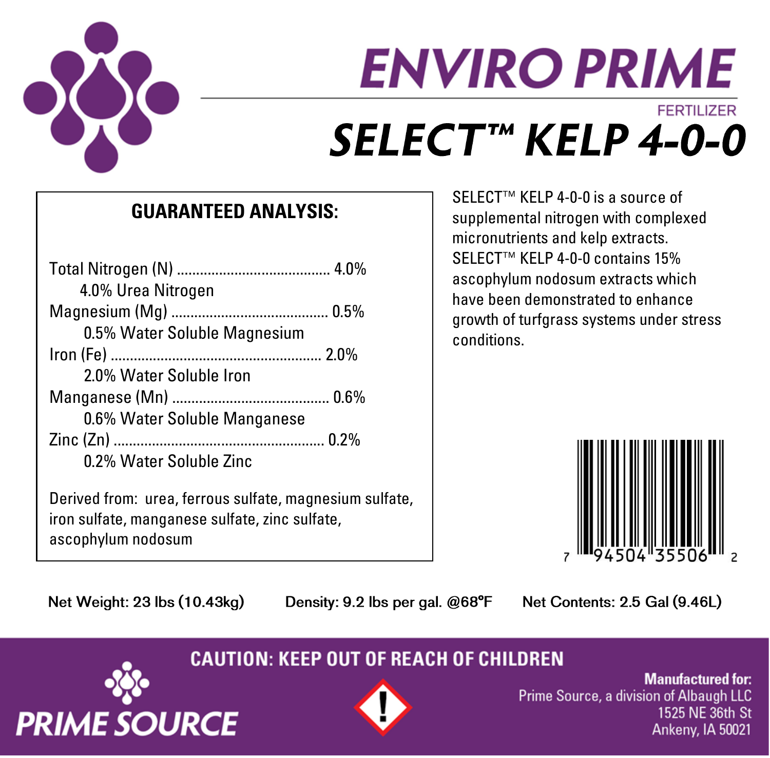# ENVIRO PRIME

FERTILIZER

# SELECT™ KELP 4-0-0

## GUARANTEED ANALYSIS:

Total Nitrogen (N) ........................................ 4.0%
    4.0% Urea Nitrogen
Magnesium (Mg) .......................................... 0.5%
    0.5% Water Soluble Magnesium
Iron (Fe) ........................................................ 2.0%
    2.0% Water Soluble Iron
Manganese (Mn) .......................................... 0.6%
    0.6% Water Soluble Manganese
Zinc (Zn) ....................................................... 0.2%
    0.2% Water Soluble Zinc

Derived from: urea, ferrous sulfate, magnesium sulfate, iron sulfate, manganese sulfate, zinc sulfate, ascophylum nodosum

SELECT™ KELP 4-0-0 is a source of supplemental nitrogen with complexed micronutrients and kelp extracts. SELECT™ KELP 4-0-0 contains 15% ascophylum nodosum extracts which have been demonstrated to enhance growth of turfgrass systems under stress conditions.

7 94504 35506 2

Net Weight: 23 lbs (10.43kg)    Density: 9.2 lbs per gal. @68°F    Net Contents: 2.5 Gal (9.46L)

**CAUTION: KEEP OUT OF REACH OF CHILDREN**

**PRIME SOURCE**

**Manufactured for:**
Prime Source, a division of Albaugh LLC
1525 NE 36th St
Ankeny, IA 50021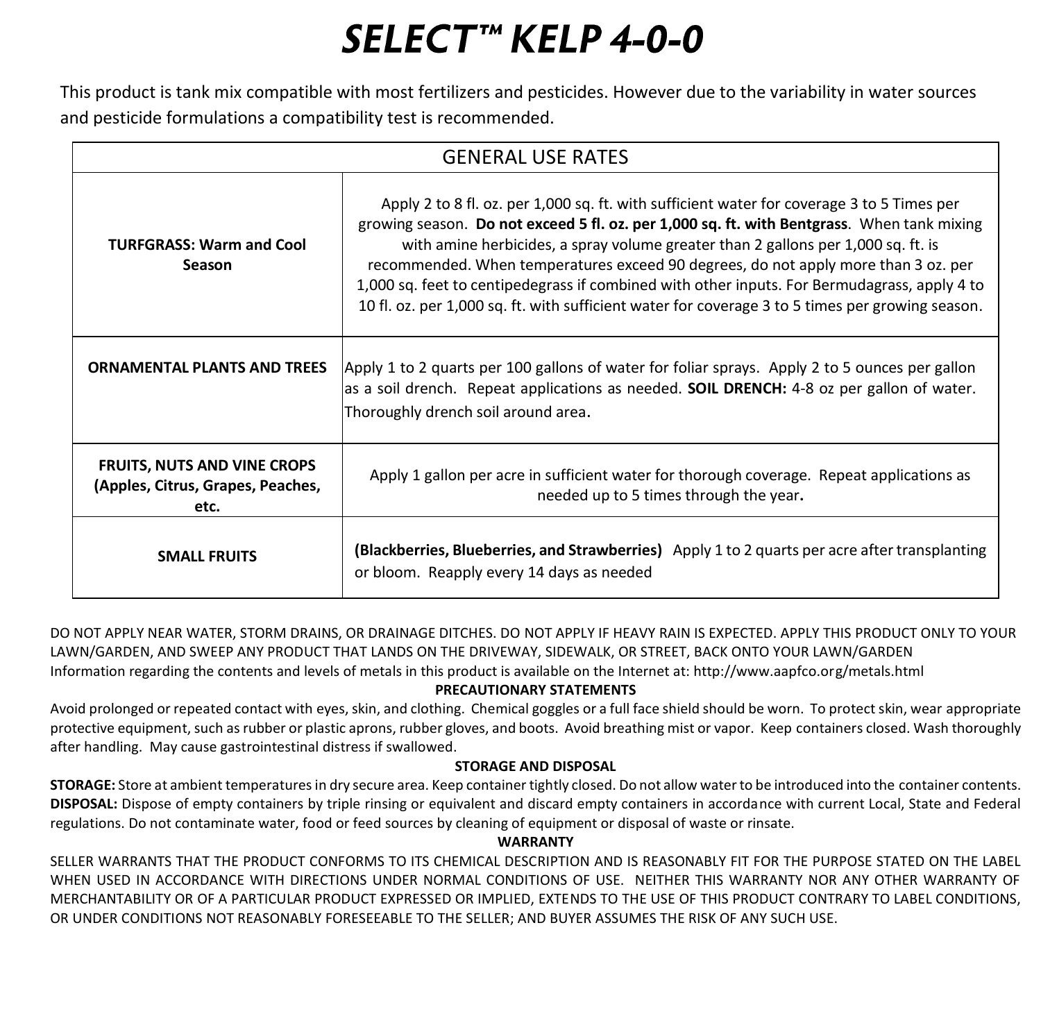# SELECT™ KELP 4-0-0

This product is tank mix compatible with most fertilizers and pesticides. However due to the variability in water sources and pesticide formulations a compatibility test is recommended.

| GENERAL USE RATES | |
|---|---|
| **TURFGRASS: Warm and Cool Season** | Apply 2 to 8 fl. oz. per 1,000 sq. ft. with sufficient water for coverage 3 to 5 Times per growing season. **Do not exceed 5 fl. oz. per 1,000 sq. ft. with Bentgrass**. When tank mixing with amine herbicides, a spray volume greater than 2 gallons per 1,000 sq. ft. is recommended. When temperatures exceed 90 degrees, do not apply more than 3 oz. per 1,000 sq. feet to centipedegrass if combined with other inputs. For Bermudagrass, apply 4 to 10 fl. oz. per 1,000 sq. ft. with sufficient water for coverage 3 to 5 times per growing season. |
| **ORNAMENTAL PLANTS AND TREES** | Apply 1 to 2 quarts per 100 gallons of water for foliar sprays. Apply 2 to 5 ounces per gallon as a soil drench. Repeat applications as needed. **SOIL DRENCH:** 4-8 oz per gallon of water. Thoroughly drench soil around area. |
| **FRUITS, NUTS AND VINE CROPS (Apples, Citrus, Grapes, Peaches, etc.** | Apply 1 gallon per acre in sufficient water for thorough coverage. Repeat applications as needed up to 5 times through the year. |
| **SMALL FRUITS** | **(Blackberries, Blueberries, and Strawberries)** Apply 1 to 2 quarts per acre after transplanting or bloom. Reapply every 14 days as needed |

DO NOT APPLY NEAR WATER, STORM DRAINS, OR DRAINAGE DITCHES. DO NOT APPLY IF HEAVY RAIN IS EXPECTED. APPLY THIS PRODUCT ONLY TO YOUR LAWN/GARDEN, AND SWEEP ANY PRODUCT THAT LANDS ON THE DRIVEWAY, SIDEWALK, OR STREET, BACK ONTO YOUR LAWN/GARDEN

Information regarding the contents and levels of metals in this product is available on the Internet at: http://www.aapfco.org/metals.html

**PRECAUTIONARY STATEMENTS**

Avoid prolonged or repeated contact with eyes, skin, and clothing. Chemical goggles or a full face shield should be worn. To protect skin, wear appropriate protective equipment, such as rubber or plastic aprons, rubber gloves, and boots. Avoid breathing mist or vapor. Keep containers closed. Wash thoroughly after handling. May cause gastrointestinal distress if swallowed.

**STORAGE AND DISPOSAL**

**STORAGE:** Store at ambient temperatures in dry secure area. Keep container tightly closed. Do not allow water to be introduced into the container contents.
**DISPOSAL:** Dispose of empty containers by triple rinsing or equivalent and discard empty containers in accordance with current Local, State and Federal regulations. Do not contaminate water, food or feed sources by cleaning of equipment or disposal of waste or rinsate.

**WARRANTY**

SELLER WARRANTS THAT THE PRODUCT CONFORMS TO ITS CHEMICAL DESCRIPTION AND IS REASONABLY FIT FOR THE PURPOSE STATED ON THE LABEL WHEN USED IN ACCORDANCE WITH DIRECTIONS UNDER NORMAL CONDITIONS OF USE. NEITHER THIS WARRANTY NOR ANY OTHER WARRANTY OF MERCHANTABILITY OR OF A PARTICULAR PRODUCT EXPRESSED OR IMPLIED, EXTENDS TO THE USE OF THIS PRODUCT CONTRARY TO LABEL CONDITIONS, OR UNDER CONDITIONS NOT REASONABLY FORESEEABLE TO THE SELLER; AND BUYER ASSUMES THE RISK OF ANY SUCH USE.